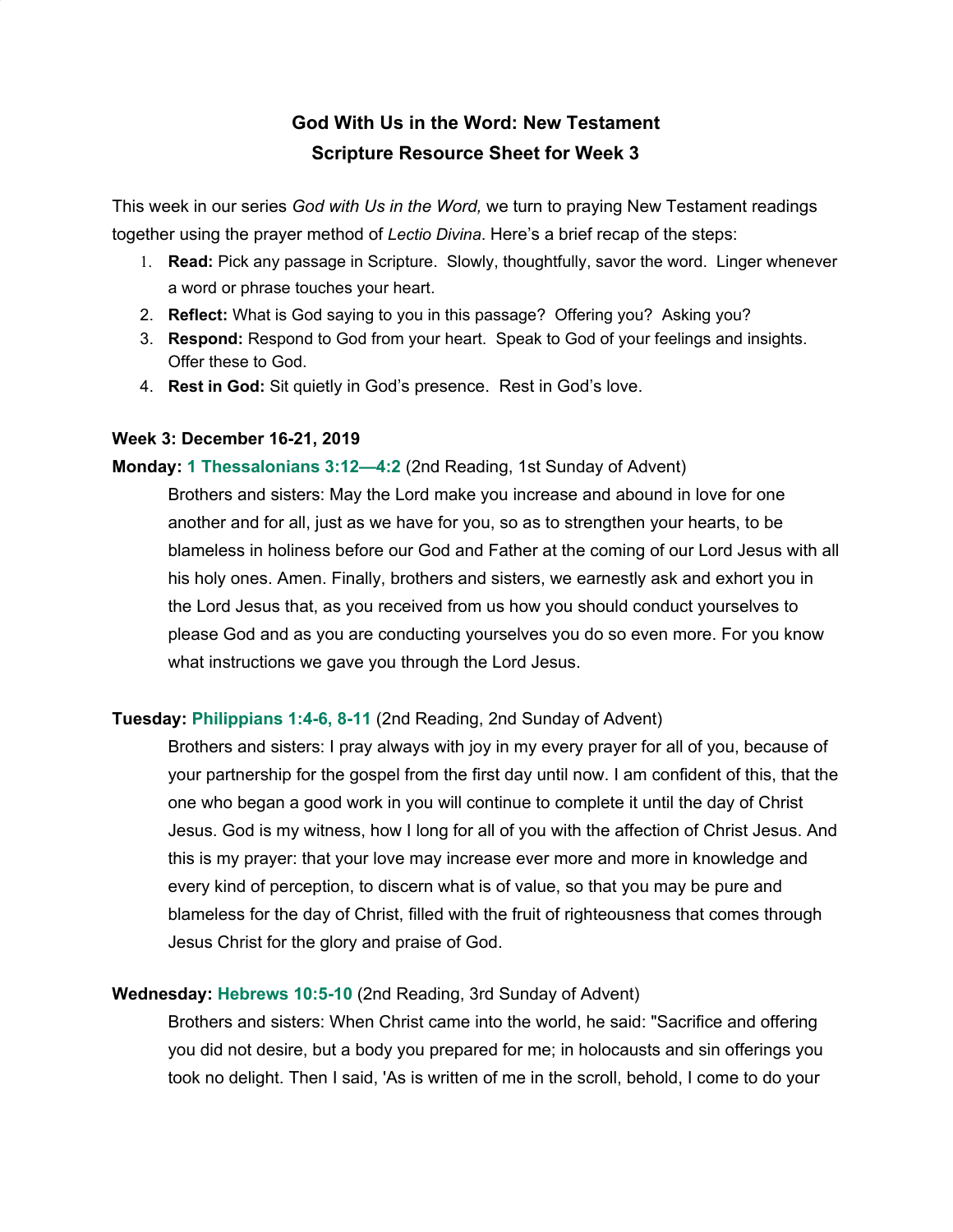# God With Us in the Word: New Testament
## Scripture Resource Sheet for Week 3

This week in our series *God with Us in the Word,* we turn to praying New Testament readings together using the prayer method of *Lectio Divina*. Here's a brief recap of the steps:

1. **Read:** Pick any passage in Scripture. Slowly, thoughtfully, savor the word. Linger whenever a word or phrase touches your heart.
2. **Reflect:** What is God saying to you in this passage? Offering you? Asking you?
3. **Respond:** Respond to God from your heart. Speak to God of your feelings and insights. Offer these to God.
4. **Rest in God:** Sit quietly in God's presence. Rest in God's love.

**Week 3: December 16-21, 2019**

**Monday: 1 Thessalonians 3:12—4:2** (2nd Reading, 1st Sunday of Advent)

> Brothers and sisters: May the Lord make you increase and abound in love for one another and for all, just as we have for you, so as to strengthen your hearts, to be blameless in holiness before our God and Father at the coming of our Lord Jesus with all his holy ones. Amen. Finally, brothers and sisters, we earnestly ask and exhort you in the Lord Jesus that, as you received from us how you should conduct yourselves to please God and as you are conducting yourselves you do so even more. For you know what instructions we gave you through the Lord Jesus.

**Tuesday: Philippians 1:4-6, 8-11** (2nd Reading, 2nd Sunday of Advent)

> Brothers and sisters: I pray always with joy in my every prayer for all of you, because of your partnership for the gospel from the first day until now. I am confident of this, that the one who began a good work in you will continue to complete it until the day of Christ Jesus. God is my witness, how I long for all of you with the affection of Christ Jesus. And this is my prayer: that your love may increase ever more and more in knowledge and every kind of perception, to discern what is of value, so that you may be pure and blameless for the day of Christ, filled with the fruit of righteousness that comes through Jesus Christ for the glory and praise of God.

**Wednesday: Hebrews 10:5-10** (2nd Reading, 3rd Sunday of Advent)

> Brothers and sisters: When Christ came into the world, he said: "Sacrifice and offering you did not desire, but a body you prepared for me; in holocausts and sin offerings you took no delight. Then I said, 'As is written of me in the scroll, behold, I come to do your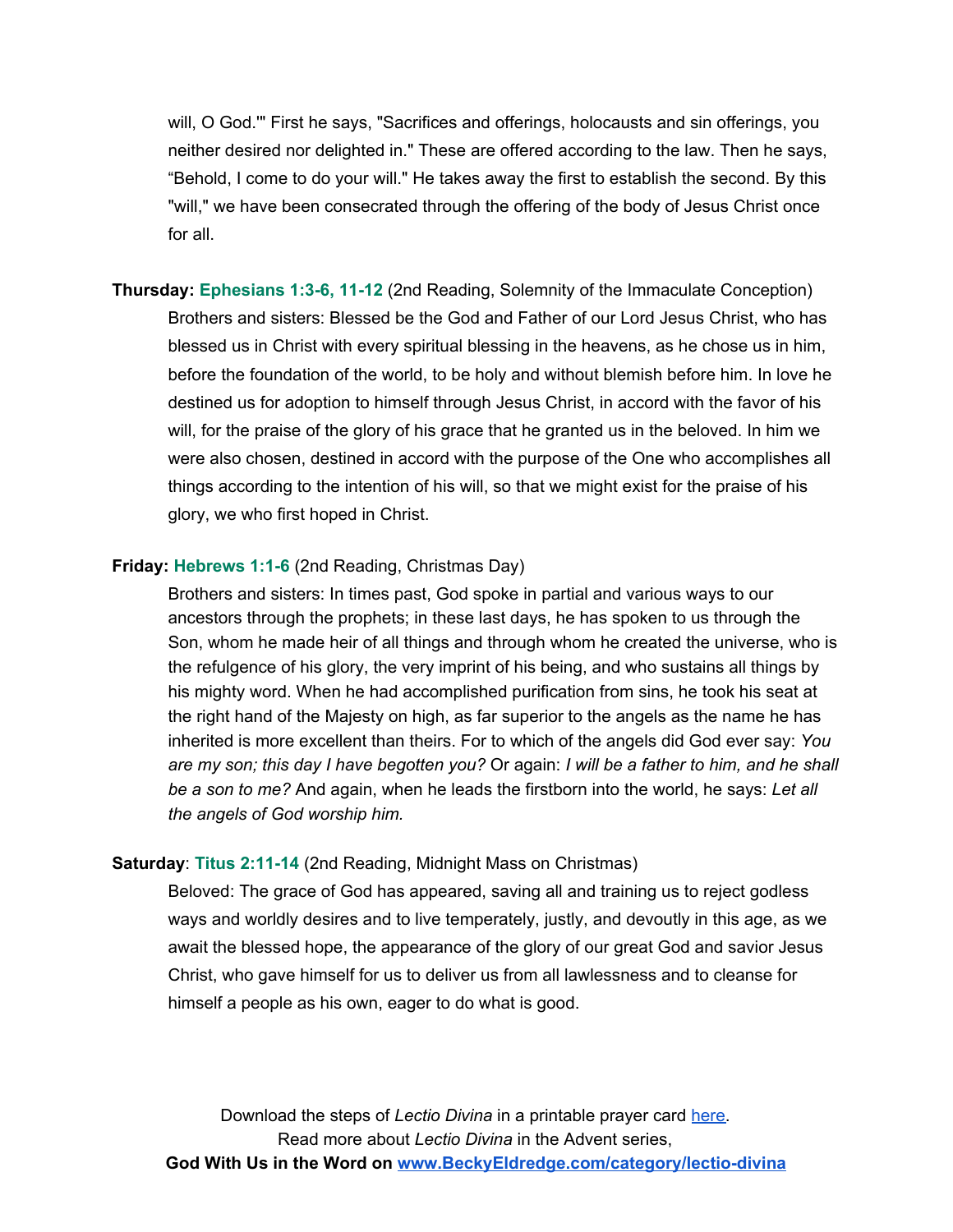will, O God.'" First he says, "Sacrifices and offerings, holocausts and sin offerings, you neither desired nor delighted in." These are offered according to the law. Then he says, "Behold, I come to do your will." He takes away the first to establish the second. By this "will," we have been consecrated through the offering of the body of Jesus Christ once for all.

**Thursday: Ephesians 1:3-6, 11-12** (2nd Reading, Solemnity of the Immaculate Conception)

Brothers and sisters: Blessed be the God and Father of our Lord Jesus Christ, who has blessed us in Christ with every spiritual blessing in the heavens, as he chose us in him, before the foundation of the world, to be holy and without blemish before him. In love he destined us for adoption to himself through Jesus Christ, in accord with the favor of his will, for the praise of the glory of his grace that he granted us in the beloved. In him we were also chosen, destined in accord with the purpose of the One who accomplishes all things according to the intention of his will, so that we might exist for the praise of his glory, we who first hoped in Christ.

**Friday: Hebrews 1:1-6** (2nd Reading, Christmas Day)

Brothers and sisters: In times past, God spoke in partial and various ways to our ancestors through the prophets; in these last days, he has spoken to us through the Son, whom he made heir of all things and through whom he created the universe, who is the refulgence of his glory, the very imprint of his being, and who sustains all things by his mighty word. When he had accomplished purification from sins, he took his seat at the right hand of the Majesty on high, as far superior to the angels as the name he has inherited is more excellent than theirs. For to which of the angels did God ever say: *You are my son; this day I have begotten you?* Or again: *I will be a father to him, and he shall be a son to me?* And again, when he leads the firstborn into the world, he says: *Let all the angels of God worship him.*

**Saturday**: **Titus 2:11-14** (2nd Reading, Midnight Mass on Christmas)

Beloved: The grace of God has appeared, saving all and training us to reject godless ways and worldly desires and to live temperately, justly, and devoutly in this age, as we await the blessed hope, the appearance of the glory of our great God and savior Jesus Christ, who gave himself for us to deliver us from all lawlessness and to cleanse for himself a people as his own, eager to do what is good.

Download the steps of *Lectio Divina* in a printable prayer card [here](here).
Read more about *Lectio Divina* in the Advent series,
**God With Us in the Word on [www.BeckyEldredge.com/category/lectio-divina](www.BeckyEldredge.com/category/lectio-divina)**